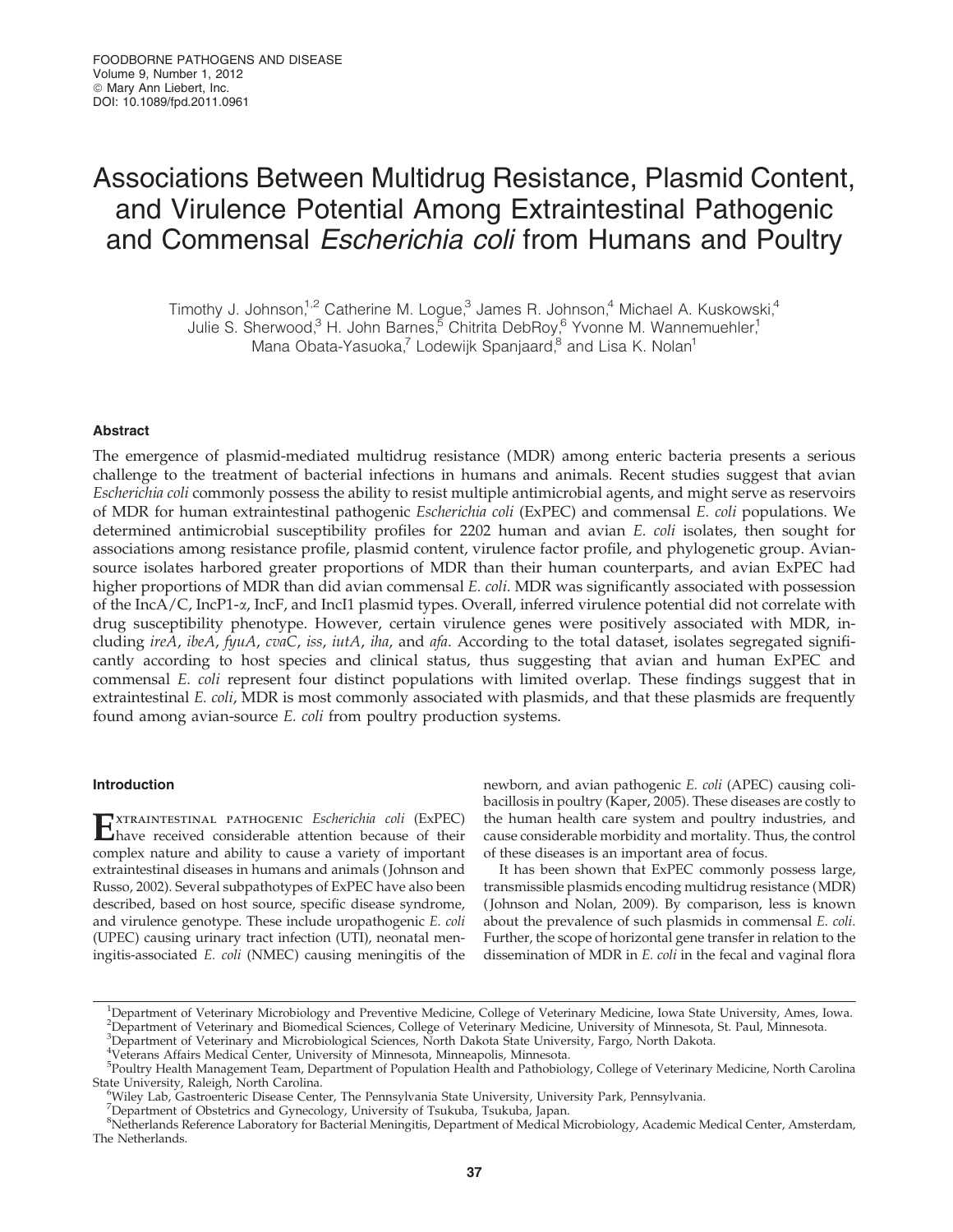# Associations Between Multidrug Resistance, Plasmid Content, and Virulence Potential Among Extraintestinal Pathogenic and Commensal *Escherichia coli* from Humans and Poultry

Timothy J. Johnson,[1,2] Catherine M. Logue,[3] James R. Johnson,[4] Michael A. Kuskowski,[4] Julie S. Sherwood,[3] H. John Barnes,[5] Chitrita DebRoy,[6] Yvonne M. Wannemuehler,[1] Mana Obata-Yasuoka,[7] Lodewijk Spanjaard,[8] and Lisa K. Nolan[1]

## Abstract

The emergence of plasmid-mediated multidrug resistance (MDR) among enteric bacteria presents a serious challenge to the treatment of bacterial infections in humans and animals. Recent studies suggest that avian *Escherichia coli* commonly possess the ability to resist multiple antimicrobial agents, and might serve as reservoirs of MDR for human extraintestinal pathogenic *Escherichia coli* (ExPEC) and commensal *E. coli* populations. We determined antimicrobial susceptibility profiles for 2202 human and avian *E. coli* isolates, then sought for associations among resistance profile, plasmid content, virulence factor profile, and phylogenetic group. Avian-source isolates harbored greater proportions of MDR than their human counterparts, and avian ExPEC had higher proportions of MDR than did avian commensal *E. coli*. MDR was significantly associated with possession of the IncA/C, IncP1-α, IncF, and IncI1 plasmid types. Overall, inferred virulence potential did not correlate with drug susceptibility phenotype. However, certain virulence genes were positively associated with MDR, including *ireA*, *ibeA*, *fyuA*, *cvaC*, *iss*, *iutA*, *iha*, and *afa*. According to the total dataset, isolates segregated significantly according to host species and clinical status, thus suggesting that avian and human ExPEC and commensal *E. coli* represent four distinct populations with limited overlap. These findings suggest that in extraintestinal *E. coli*, MDR is most commonly associated with plasmids, and that these plasmids are frequently found among avian-source *E. coli* from poultry production systems.

## Introduction

Extraintestinal pathogenic *Escherichia coli* (ExPEC) have received considerable attention because of their complex nature and ability to cause a variety of important extraintestinal diseases in humans and animals (Johnson and Russo, 2002). Several subpathotypes of ExPEC have also been described, based on host source, specific disease syndrome, and virulence genotype. These include uropathogenic *E. coli* (UPEC) causing urinary tract infection (UTI), neonatal meningitis-associated *E. coli* (NMEC) causing meningitis of the newborn, and avian pathogenic *E. coli* (APEC) causing colibacillosis in poultry (Kaper, 2005). These diseases are costly to the human health care system and poultry industries, and cause considerable morbidity and mortality. Thus, the control of these diseases is an important area of focus.

It has been shown that ExPEC commonly possess large, transmissible plasmids encoding multidrug resistance (MDR) (Johnson and Nolan, 2009). By comparison, less is known about the prevalence of such plasmids in commensal *E. coli*. Further, the scope of horizontal gene transfer in relation to the dissemination of MDR in *E. coli* in the fecal and vaginal flora

[1]Department of Veterinary Microbiology and Preventive Medicine, College of Veterinary Medicine, Iowa State University, Ames, Iowa.
[2]Department of Veterinary and Biomedical Sciences, College of Veterinary Medicine, University of Minnesota, St. Paul, Minnesota.
[3]Department of Veterinary and Microbiological Sciences, North Dakota State University, Fargo, North Dakota.
[4]Veterans Affairs Medical Center, University of Minnesota, Minneapolis, Minnesota.
[5]Poultry Health Management Team, Department of Population Health and Pathobiology, College of Veterinary Medicine, North Carolina State University, Raleigh, North Carolina.
[6]Wiley Lab, Gastroenteric Disease Center, The Pennsylvania State University, University Park, Pennsylvania.
[7]Department of Obstetrics and Gynecology, University of Tsukuba, Tsukuba, Japan.
[8]Netherlands Reference Laboratory for Bacterial Meningitis, Department of Medical Microbiology, Academic Medical Center, Amsterdam, The Netherlands.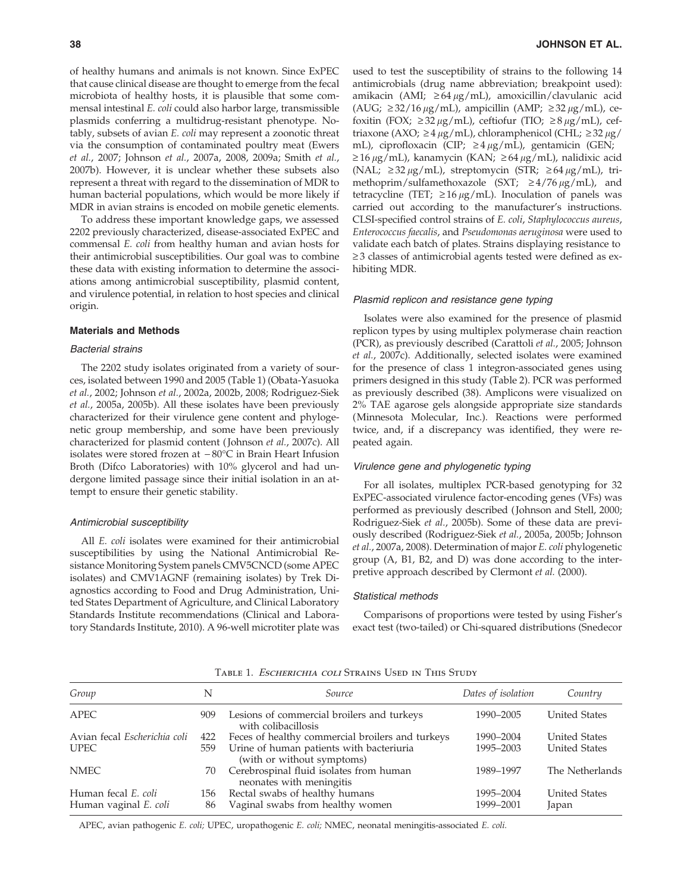of healthy humans and animals is not known. Since ExPEC that cause clinical disease are thought to emerge from the fecal microbiota of healthy hosts, it is plausible that some commensal intestinal *E. coli* could also harbor large, transmissible plasmids conferring a multidrug-resistant phenotype. Notably, subsets of avian *E. coli* may represent a zoonotic threat via the consumption of contaminated poultry meat (Ewers *et al.*, 2007; Johnson *et al.*, 2007a, 2008, 2009a; Smith *et al.*, 2007b). However, it is unclear whether these subsets also represent a threat with regard to the dissemination of MDR to human bacterial populations, which would be more likely if MDR in avian strains is encoded on mobile genetic elements.

To address these important knowledge gaps, we assessed 2202 previously characterized, disease-associated ExPEC and commensal *E. coli* from healthy human and avian hosts for their antimicrobial susceptibilities. Our goal was to combine these data with existing information to determine the associations among antimicrobial susceptibility, plasmid content, and virulence potential, in relation to host species and clinical origin.

## Materials and Methods

### Bacterial strains

The 2202 study isolates originated from a variety of sources, isolated between 1990 and 2005 (Table 1) (Obata-Yasuoka *et al.*, 2002; Johnson *et al.*, 2002a, 2002b, 2008; Rodriguez-Siek *et al.*, 2005a, 2005b). All these isolates have been previously characterized for their virulence gene content and phylogenetic group membership, and some have been previously characterized for plasmid content (Johnson *et al.*, 2007c). All isolates were stored frozen at −80°C in Brain Heart Infusion Broth (Difco Laboratories) with 10% glycerol and had undergone limited passage since their initial isolation in an attempt to ensure their genetic stability.

### Antimicrobial susceptibility

All *E. coli* isolates were examined for their antimicrobial susceptibilities by using the National Antimicrobial Resistance Monitoring System panels CMV5CNCD (some APEC isolates) and CMV1AGNF (remaining isolates) by Trek Diagnostics according to Food and Drug Administration, United States Department of Agriculture, and Clinical Laboratory Standards Institute recommendations (Clinical and Laboratory Standards Institute, 2010). A 96-well microtiter plate was used to test the susceptibility of strains to the following 14 antimicrobials (drug name abbreviation; breakpoint used): amikacin (AMI; ≥64 μg/mL), amoxicillin/clavulanic acid (AUG; ≥32/16 μg/mL), ampicillin (AMP; ≥32 μg/mL), cefoxitin (FOX; ≥32 μg/mL), ceftiofur (TIO; ≥8 μg/mL), ceftriaxone (AXO; ≥4 μg/mL), chloramphenicol (CHL; ≥32 μg/mL), ciprofloxacin (CIP; ≥4 μg/mL), gentamicin (GEN; ≥16 μg/mL), kanamycin (KAN; ≥64 μg/mL), nalidixic acid (NAL; ≥32 μg/mL), streptomycin (STR; ≥64 μg/mL), trimethoprim/sulfamethoxazole (SXT; ≥4/76 μg/mL), and tetracycline (TET; ≥16 μg/mL). Inoculation of panels was carried out according to the manufacturer's instructions. CLSI-specified control strains of *E. coli*, *Staphylococcus aureus*, *Enterococcus faecalis*, and *Pseudomonas aeruginosa* were used to validate each batch of plates. Strains displaying resistance to ≥3 classes of antimicrobial agents tested were defined as exhibiting MDR.

### Plasmid replicon and resistance gene typing

Isolates were also examined for the presence of plasmid replicon types by using multiplex polymerase chain reaction (PCR), as previously described (Carattoli *et al.*, 2005; Johnson *et al.*, 2007c). Additionally, selected isolates were examined for the presence of class 1 integron-associated genes using primers designed in this study (Table 2). PCR was performed as previously described (38). Amplicons were visualized on 2% TAE agarose gels alongside appropriate size standards (Minnesota Molecular, Inc.). Reactions were performed twice, and, if a discrepancy was identified, they were repeated again.

### Virulence gene and phylogenetic typing

For all isolates, multiplex PCR-based genotyping for 32 ExPEC-associated virulence factor-encoding genes (VFs) was performed as previously described (Johnson and Stell, 2000; Rodriguez-Siek *et al.*, 2005b). Some of these data are previously described (Rodriguez-Siek *et al.*, 2005a, 2005b; Johnson *et al.*, 2007a, 2008). Determination of major *E. coli* phylogenetic group (A, B1, B2, and D) was done according to the interpretive approach described by Clermont *et al.* (2000).

### Statistical methods

Comparisons of proportions were tested by using Fisher's exact test (two-tailed) or Chi-squared distributions (Snedecor

Table 1. *Escherichia coli* Strains Used in This Study

| Group | N | Source | Dates of isolation | Country |
|---|---|---|---|---|
| APEC | 909 | Lesions of commercial broilers and turkeys with colibacillosis | 1990–2005 | United States |
| Avian fecal *Escherichia coli* | 422 | Feces of healthy commercial broilers and turkeys | 1990–2004 | United States |
| UPEC | 559 | Urine of human patients with bacteriuria (with or without symptoms) | 1995–2003 | United States |
| NMEC | 70 | Cerebrospinal fluid isolates from human neonates with meningitis | 1989–1997 | The Netherlands |
| Human fecal *E. coli* | 156 | Rectal swabs of healthy humans | 1995–2004 | United States |
| Human vaginal *E. coli* | 86 | Vaginal swabs from healthy women | 1999–2001 | Japan |

APEC, avian pathogenic *E. coli;* UPEC, uropathogenic *E. coli;* NMEC, neonatal meningitis-associated *E. coli.*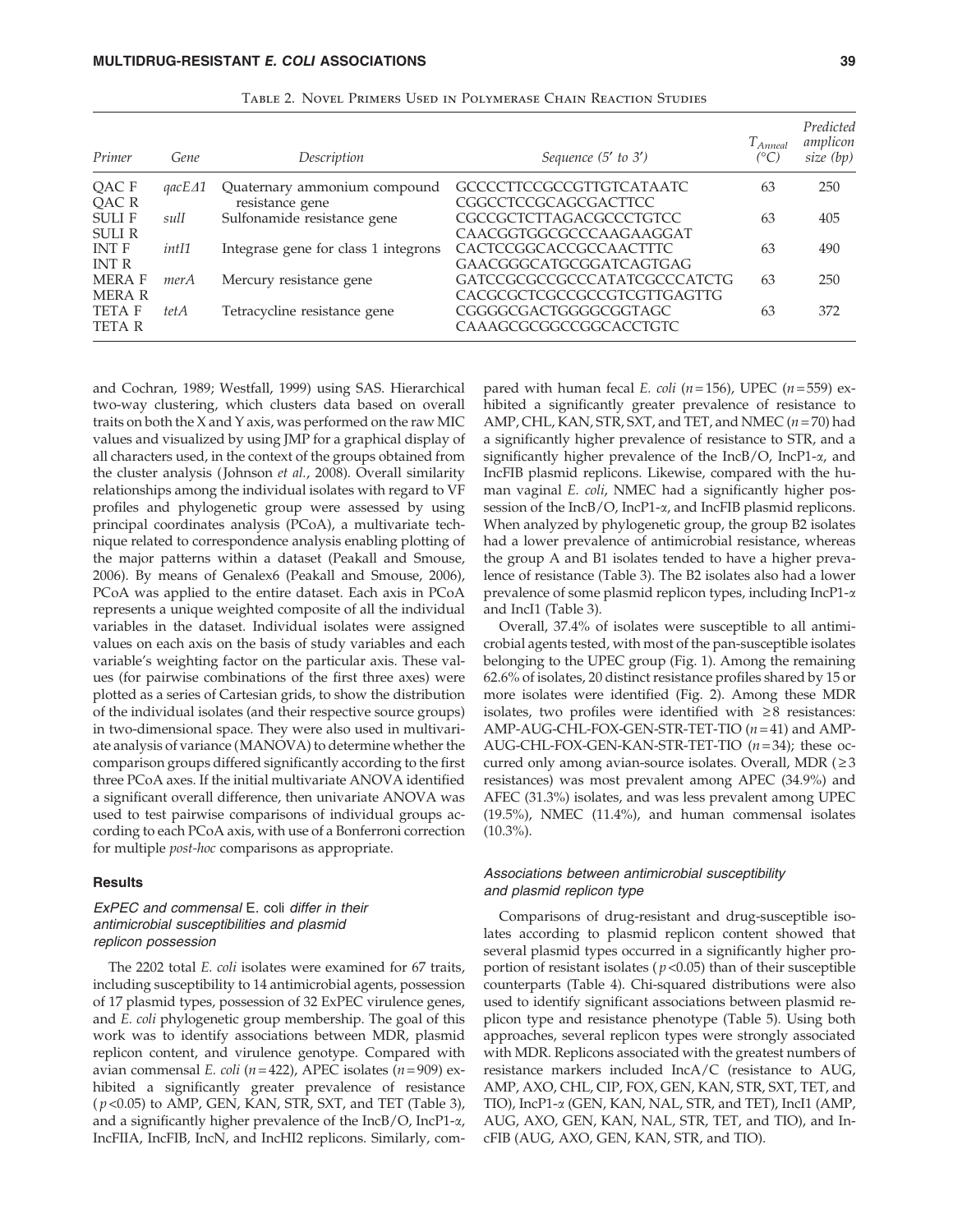Table 2. Novel Primers Used in Polymerase Chain Reaction Studies

| Primer | Gene | Description | Sequence (5′ to 3′) | $T_{Anneal}$ (°C) | Predicted amplicon size (bp) |
|---|---|---|---|---|---|
| QAC F<br>QAC R | *qacEΔ1* | Quaternary ammonium compound resistance gene | GCCCCTTCCGCCGTTGTCATAATC<br>CGGCCTCCGCAGCGACTTCC | 63 | 250 |
| SULI F<br>SULI R | *sulI* | Sulfonamide resistance gene | CGCCGCTCTTAGACGCCCTGTCC<br>CAACGGTGGCGCCCAAGAAGGAT | 63 | 405 |
| INT F<br>INT R | *intI1* | Integrase gene for class 1 integrons | CACTCCGGCACCGCCAACTTTC<br>GAACGGGCATGCGGATCAGTGAG | 63 | 490 |
| MERA F<br>MERA R | *merA* | Mercury resistance gene | GATCCGCGCCGCCCATATCGCCCATCTG<br>CACGCGCTCGCCGCCGTCGTTGAGTTG | 63 | 250 |
| TETA F<br>TETA R | *tetA* | Tetracycline resistance gene | CGGGGCGACTGGGGCGGTAGC<br>CAAAGCGCGGCCGGCACCTGTC | 63 | 372 |

and Cochran, 1989; Westfall, 1999) using SAS. Hierarchical two-way clustering, which clusters data based on overall traits on both the X and Y axis, was performed on the raw MIC values and visualized by using JMP for a graphical display of all characters used, in the context of the groups obtained from the cluster analysis (Johnson *et al.*, 2008). Overall similarity relationships among the individual isolates with regard to VF profiles and phylogenetic group were assessed by using principal coordinates analysis (PCoA), a multivariate technique related to correspondence analysis enabling plotting of the major patterns within a dataset (Peakall and Smouse, 2006). By means of Genalex6 (Peakall and Smouse, 2006), PCoA was applied to the entire dataset. Each axis in PCoA represents a unique weighted composite of all the individual variables in the dataset. Individual isolates were assigned values on each axis on the basis of study variables and each variable's weighting factor on the particular axis. These values (for pairwise combinations of the first three axes) were plotted as a series of Cartesian grids, to show the distribution of the individual isolates (and their respective source groups) in two-dimensional space. They were also used in multivariate analysis of variance (MANOVA) to determine whether the comparison groups differed significantly according to the first three PCoA axes. If the initial multivariate ANOVA identified a significant overall difference, then univariate ANOVA was used to test pairwise comparisons of individual groups according to each PCoA axis, with use of a Bonferroni correction for multiple *post-hoc* comparisons as appropriate.

## Results

### *ExPEC and commensal* E. coli *differ in their antimicrobial susceptibilities and plasmid replicon possession*

The 2202 total *E. coli* isolates were examined for 67 traits, including susceptibility to 14 antimicrobial agents, possession of 17 plasmid types, possession of 32 ExPEC virulence genes, and *E. coli* phylogenetic group membership. The goal of this work was to identify associations between MDR, plasmid replicon content, and virulence genotype. Compared with avian commensal *E. coli* ($n=422$), APEC isolates ($n=909$) exhibited a significantly greater prevalence of resistance ($p<0.05$) to AMP, GEN, KAN, STR, SXT, and TET (Table 3), and a significantly higher prevalence of the IncB/O, IncP1-α, IncFIIA, IncFIB, IncN, and IncHI2 replicons. Similarly, compared with human fecal *E. coli* ($n=156$), UPEC ($n=559$) exhibited a significantly greater prevalence of resistance to AMP, CHL, KAN, STR, SXT, and TET, and NMEC ($n=70$) had a significantly higher prevalence of resistance to STR, and a significantly higher prevalence of the IncB/O, IncP1-α, and IncFIB plasmid replicons. Likewise, compared with the human vaginal *E. coli*, NMEC had a significantly higher possession of the IncB/O, IncP1-α, and IncFIB plasmid replicons. When analyzed by phylogenetic group, the group B2 isolates had a lower prevalence of antimicrobial resistance, whereas the group A and B1 isolates tended to have a higher prevalence of resistance (Table 3). The B2 isolates also had a lower prevalence of some plasmid replicon types, including IncP1-α and IncI1 (Table 3).

Overall, 37.4% of isolates were susceptible to all antimicrobial agents tested, with most of the pan-susceptible isolates belonging to the UPEC group (Fig. 1). Among the remaining 62.6% of isolates, 20 distinct resistance profiles shared by 15 or more isolates were identified (Fig. 2). Among these MDR isolates, two profiles were identified with ≥8 resistances: AMP-AUG-CHL-FOX-GEN-STR-TET-TIO ($n=41$) and AMP-AUG-CHL-FOX-GEN-KAN-STR-TET-TIO ($n=34$); these occurred only among avian-source isolates. Overall, MDR (≥3 resistances) was most prevalent among APEC (34.9%) and AFEC (31.3%) isolates, and was less prevalent among UPEC (19.5%), NMEC (11.4%), and human commensal isolates (10.3%).

### *Associations between antimicrobial susceptibility and plasmid replicon type*

Comparisons of drug-resistant and drug-susceptible isolates according to plasmid replicon content showed that several plasmid types occurred in a significantly higher proportion of resistant isolates ($p<0.05$) than of their susceptible counterparts (Table 4). Chi-squared distributions were also used to identify significant associations between plasmid replicon type and resistance phenotype (Table 5). Using both approaches, several replicon types were strongly associated with MDR. Replicons associated with the greatest numbers of resistance markers included IncA/C (resistance to AUG, AMP, AXO, CHL, CIP, FOX, GEN, KAN, STR, SXT, TET, and TIO), IncP1-α (GEN, KAN, NAL, STR, and TET), IncI1 (AMP, AUG, AXO, GEN, KAN, NAL, STR, TET, and TIO), and IncFIB (AUG, AXO, GEN, KAN, STR, and TIO).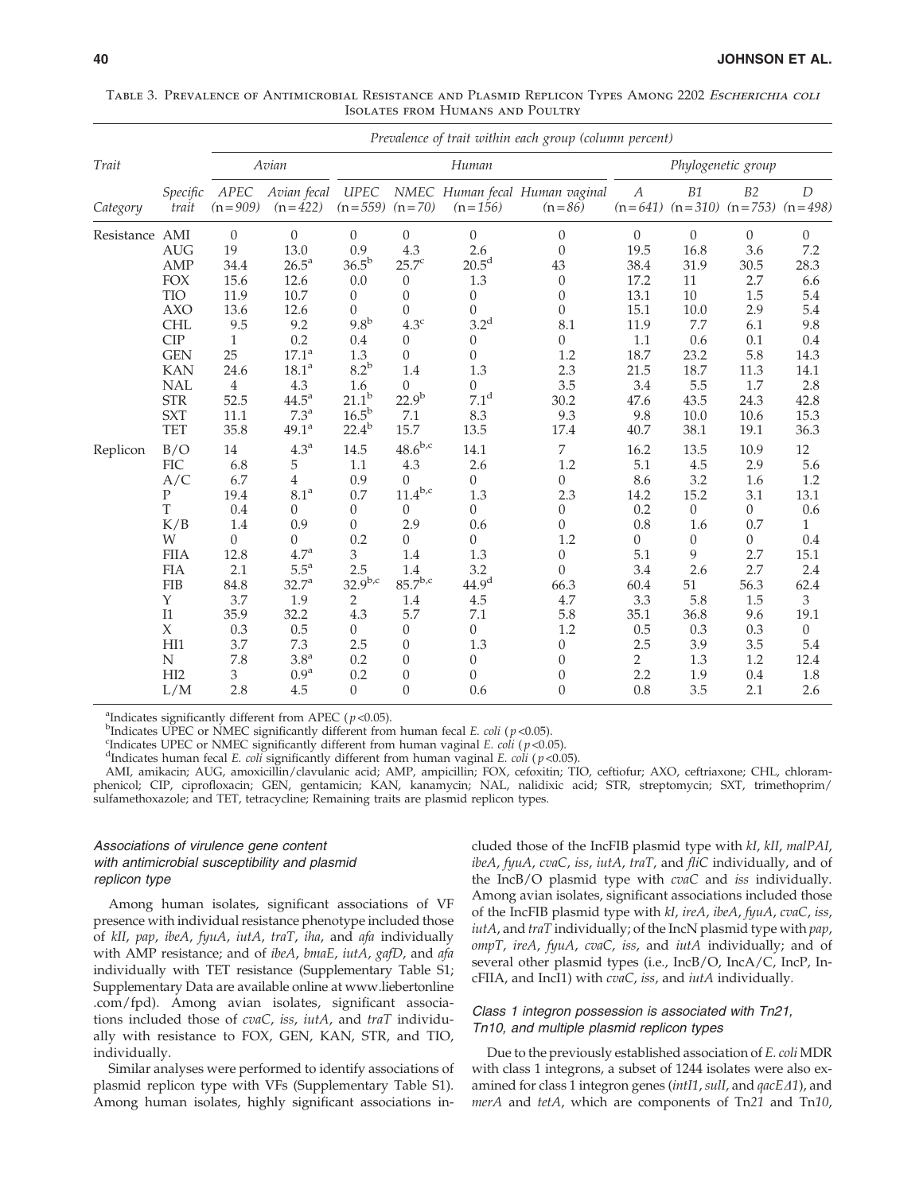Table 3. Prevalence of Antimicrobial Resistance and Plasmid Replicon Types Among 2202 *Escherichia coli* Isolates from Humans and Poultry

| Trait | | *Prevalence of trait within each group (column percent)* | | | | | | | | | |
|---|---|---|---|---|---|---|---|---|---|---|---|
| | | *Avian* | | *Human* | | | | *Phylogenetic group* | | | |
| *Category* | *Specific trait* | *APEC* (n = 909) | *Avian fecal* (n = 422) | *UPEC* (n = 559) | *NMEC* (n = 70) | *Human fecal* (n = 156) | *Human vaginal* (n = 86) | *A* (n = 641) | *B1* (n = 310) | *B2* (n = 753) | *D* (n = 498) |
| Resistance | AMI | 0 | 0 | 0 | 0 | 0 | 0 | 0 | 0 | 0 | 0 |
| | AUG | 19 | 13.0 | 0.9 | 4.3 | 2.6 | 0 | 19.5 | 16.8 | 3.6 | 7.2 |
| | AMP | 34.4 | 26.5[a] | 36.5[b] | 25.7[c] | 20.5[d] | 43 | 38.4 | 31.9 | 30.5 | 28.3 |
| | FOX | 15.6 | 12.6 | 0.0 | 0 | 1.3 | 0 | 17.2 | 11 | 2.7 | 6.6 |
| | TIO | 11.9 | 10.7 | 0 | 0 | 0 | 0 | 13.1 | 10 | 1.5 | 5.4 |
| | AXO | 13.6 | 12.6 | 0 | 0 | 0 | 0 | 15.1 | 10.0 | 2.9 | 5.4 |
| | CHL | 9.5 | 9.2 | 9.8[b] | 4.3[c] | 3.2[d] | 8.1 | 11.9 | 7.7 | 6.1 | 9.8 |
| | CIP | 1 | 0.2 | 0.4 | 0 | 0 | 0 | 1.1 | 0.6 | 0.1 | 0.4 |
| | GEN | 25 | 17.1[a] | 1.3 | 0 | 0 | 1.2 | 18.7 | 23.2 | 5.8 | 14.3 |
| | KAN | 24.6 | 18.1[a] | 8.2[b] | 1.4 | 1.3 | 2.3 | 21.5 | 18.7 | 11.3 | 14.1 |
| | NAL | 4 | 4.3 | 1.6 | 0 | 0 | 3.5 | 3.4 | 5.5 | 1.7 | 2.8 |
| | STR | 52.5 | 44.5[a] | 21.1[b] | 22.9[b] | 7.1[d] | 30.2 | 47.6 | 43.5 | 24.3 | 42.8 |
| | SXT | 11.1 | 7.3[a] | 16.5[b] | 7.1 | 8.3 | 9.3 | 9.8 | 10.0 | 10.6 | 15.3 |
| | TET | 35.8 | 49.1[a] | 22.4[b] | 15.7 | 13.5 | 17.4 | 40.7 | 38.1 | 19.1 | 36.3 |
| Replicon | B/O | 14 | 4.3[a] | 14.5 | 48.6[b,c] | 14.1 | 7 | 16.2 | 13.5 | 10.9 | 12 |
| | FIC | 6.8 | 5 | 1.1 | 4.3 | 2.6 | 1.2 | 5.1 | 4.5 | 2.9 | 5.6 |
| | A/C | 6.7 | 4 | 0.9 | 0 | 0 | 0 | 8.6 | 3.2 | 1.6 | 1.2 |
| | P | 19.4 | 8.1[a] | 0.7 | 11.4[b,c] | 1.3 | 2.3 | 14.2 | 15.2 | 3.1 | 13.1 |
| | T | 0.4 | 0 | 0 | 0 | 0 | 0 | 0.2 | 0 | 0 | 0.6 |
| | K/B | 1.4 | 0.9 | 0 | 2.9 | 0.6 | 0 | 0.8 | 1.6 | 0.7 | 1 |
| | W | 0 | 0 | 0.2 | 0 | 0 | 1.2 | 0 | 0 | 0 | 0.4 |
| | FIIA | 12.8 | 4.7[a] | 3 | 1.4 | 1.3 | 0 | 5.1 | 9 | 2.7 | 15.1 |
| | FIA | 2.1 | 5.5[a] | 2.5 | 1.4 | 3.2 | 0 | 3.4 | 2.6 | 2.7 | 2.4 |
| | FIB | 84.8 | 32.7[a] | 32.9[b,c] | 85.7[b,c] | 44.9[d] | 66.3 | 60.4 | 51 | 56.3 | 62.4 |
| | Y | 3.7 | 1.9 | 2 | 1.4 | 4.5 | 4.7 | 3.3 | 5.8 | 1.5 | 3 |
| | I1 | 35.9 | 32.2 | 4.3 | 5.7 | 7.1 | 5.8 | 35.1 | 36.8 | 9.6 | 19.1 |
| | X | 0.3 | 0.5 | 0 | 0 | 0 | 1.2 | 0.5 | 0.3 | 0.3 | 0 |
| | HI1 | 3.7 | 7.3 | 2.5 | 0 | 1.3 | 0 | 2.5 | 3.9 | 3.5 | 5.4 |
| | N | 7.8 | 3.8[a] | 0.2 | 0 | 0 | 0 | 2 | 1.3 | 1.2 | 12.4 |
| | HI2 | 3 | 0.9[a] | 0.2 | 0 | 0 | 0 | 2.2 | 1.9 | 0.4 | 1.8 |
| | L/M | 2.8 | 4.5 | 0 | 0 | 0.6 | 0 | 0.8 | 3.5 | 2.1 | 2.6 |

[a]Indicates significantly different from APEC ($p < 0.05$).
[b]Indicates UPEC or NMEC significantly different from human fecal *E. coli* ($p < 0.05$).
[c]Indicates UPEC or NMEC significantly different from human vaginal *E. coli* ($p < 0.05$).
[d]Indicates human fecal *E. coli* significantly different from human vaginal *E. coli* ($p < 0.05$).

AMI, amikacin; AUG, amoxicillin/clavulanic acid; AMP, ampicillin; FOX, cefoxitin; TIO, ceftiofur; AXO, ceftriaxone; CHL, chloramphenicol; CIP, ciprofloxacin; GEN, gentamicin; KAN, kanamycin; NAL, nalidixic acid; STR, streptomycin; SXT, trimethoprim/sulfamethoxazole; and TET, tetracycline; Remaining traits are plasmid replicon types.

### *Associations of virulence gene content with antimicrobial susceptibility and plasmid replicon type*

Among human isolates, significant associations of VF presence with individual resistance phenotype included those of *kII*, *pap*, *ibeA*, *fyuA*, *iutA*, *traT*, *iha*, and *afa* individually with AMP resistance; and of *ibeA*, *bmaE*, *iutA*, *gafD*, and *afa* individually with TET resistance (Supplementary Table S1; Supplementary Data are available online at www.liebertonline .com/fpd). Among avian isolates, significant associations included those of *cvaC*, *iss*, *iutA*, and *traT* individually with resistance to FOX, GEN, KAN, STR, and TIO, individually.

Similar analyses were performed to identify associations of plasmid replicon type with VFs (Supplementary Table S1). Among human isolates, highly significant associations included those of the IncFIB plasmid type with *kI*, *kII*, *malPAI*, *ibeA*, *fyuA*, *cvaC*, *iss*, *iutA*, *traT*, and *fliC* individually, and of the IncB/O plasmid type with *cvaC* and *iss* individually. Among avian isolates, significant associations included those of the IncFIB plasmid type with *kI*, *ireA*, *ibeA*, *fyuA*, *cvaC*, *iss*, *iutA*, and *traT* individually; of the IncN plasmid type with *pap*, *ompT*, *ireA*, *fyuA*, *cvaC*, *iss*, and *iutA* individually; and of several other plasmid types (i.e., IncB/O, IncA/C, IncP, IncFIIA, and IncI1) with *cvaC*, *iss*, and *iutA* individually.

### *Class 1 integron possession is associated with Tn21, Tn10, and multiple plasmid replicon types*

Due to the previously established association of *E. coli* MDR with class 1 integrons, a subset of 1244 isolates were also examined for class 1 integron genes (*intI1*, *sulI*, and *qacEΔ1*), and *merA* and *tetA*, which are components of Tn*21* and Tn*10*,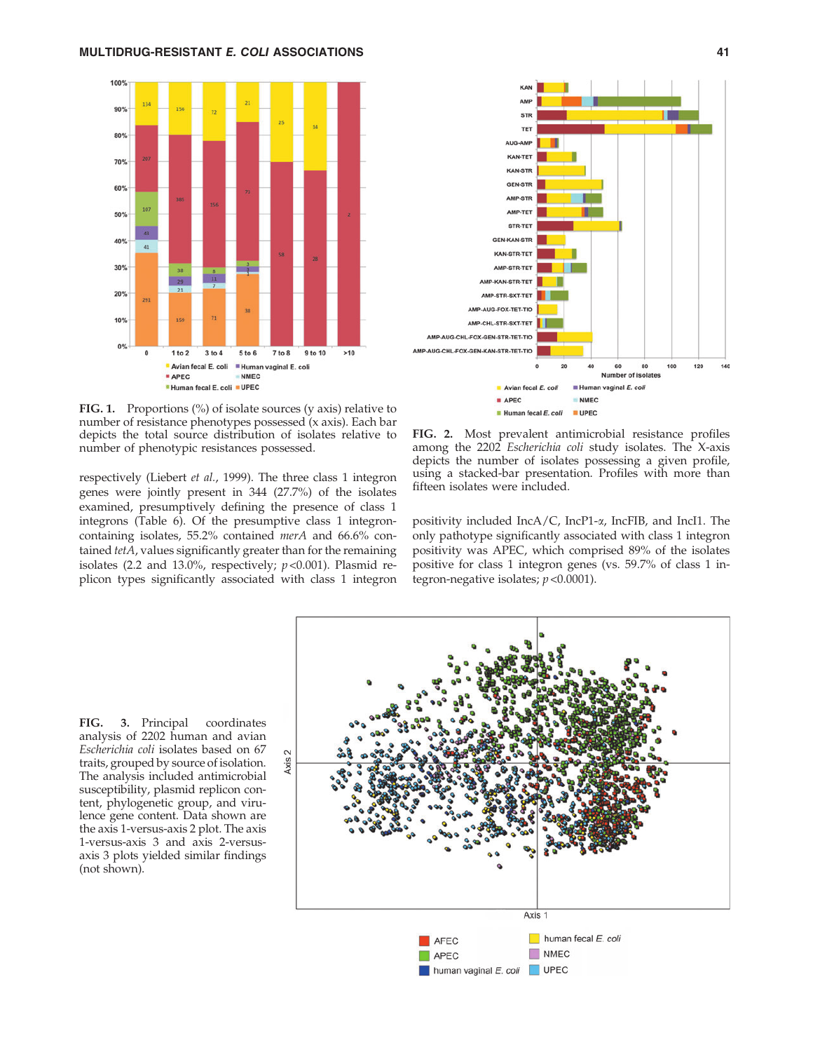**FIG. 1.** Proportions (%) of isolate sources (y axis) relative to number of resistance phenotypes possessed (x axis). Each bar depicts the total source distribution of isolates relative to number of phenotypic resistances possessed.

**FIG. 2.** Most prevalent antimicrobial resistance profiles among the 2202 *Escherichia coli* study isolates. The X-axis depicts the number of isolates possessing a given profile, using a stacked-bar presentation. Profiles with more than fifteen isolates were included.

respectively (Liebert *et al.*, 1999). The three class 1 integron genes were jointly present in 344 (27.7%) of the isolates examined, presumptively defining the presence of class 1 integrons (Table 6). Of the presumptive class 1 integron-containing isolates, 55.2% contained *merA* and 66.6% contained *tetA*, values significantly greater than for the remaining isolates (2.2 and 13.0%, respectively; $p<0.001$). Plasmid replicon types significantly associated with class 1 integron positivity included IncA/C, IncP1-$\alpha$, IncFIB, and IncI1. The only pathotype significantly associated with class 1 integron positivity was APEC, which comprised 89% of the isolates positive for class 1 integron genes (vs. 59.7% of class 1 integron-negative isolates; $p<0.0001$).

**FIG. 3.** Principal coordinates analysis of 2202 human and avian *Escherichia coli* isolates based on 67 traits, grouped by source of isolation. The analysis included antimicrobial susceptibility, plasmid replicon content, phylogenetic group, and virulence gene content. Data shown are the axis 1-versus-axis 2 plot. The axis 1-versus-axis 3 and axis 2-versus-axis 3 plots yielded similar findings (not shown).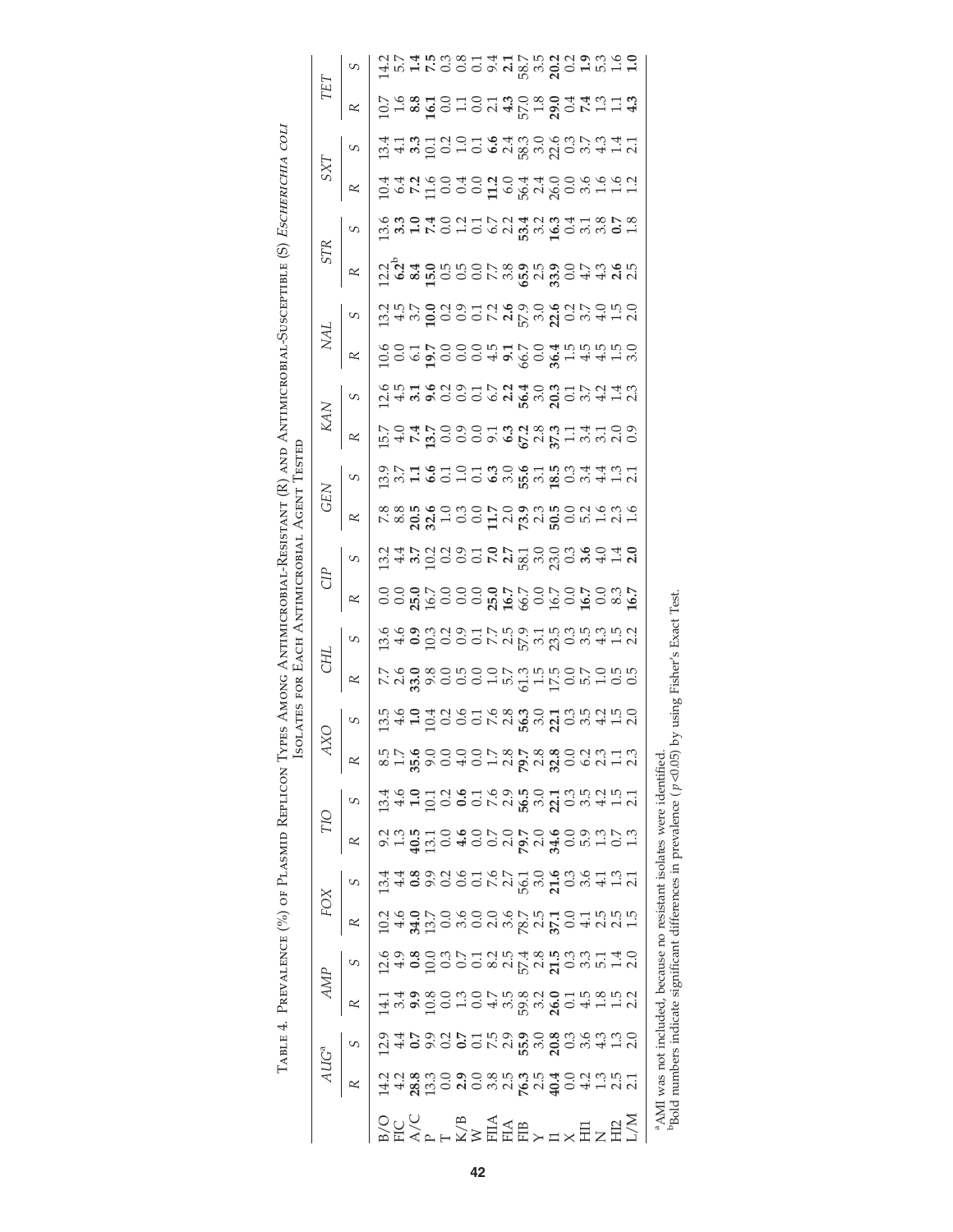Table 4. Prevalence (%) of Plasmid Replicon Types Among Antimicrobial-Resistant (R) and Antimicrobial-Susceptible (S) *Escherichia coli* Isolates for Each Antimicrobial Agent Tested

| | *AUG*[a] | | *AMP* | | *FOX* | | *TIO* | | *AXO* | | *CHL* | | *CIP* | | *GEN* | | *KAN* | | *NAL* | | *STR* | | *SXT* | | *TET* | |
|---|---|---|---|---|---|---|---|---|---|---|---|---|---|---|---|---|---|---|---|---|---|---|---|---|---|---|
| | *R* | *S* | *R* | *S* | *R* | *S* | *R* | *S* | *R* | *S* | *R* | *S* | *R* | *S* | *R* | *S* | *R* | *S* | *R* | *S* | *R* | *S* | *R* | *S* | *R* | *S* |
| B/O | 14.2 | 12.9 | 14.1 | 12.6 | 10.2 | 13.4 | 9.2 | 13.4 | 8.5 | 13.5 | 7.7 | 13.6 | 0.0 | 13.2 | 7.8 | 13.9 | 15.7 | 12.6 | 10.6 | 13.2 | 12.2 | 13.6 | 10.4 | 13.4 | 10.7 | 14.2 |
| FIC | 4.2 | 4.4 | 3.4 | 4.9 | 4.6 | 4.4 | 1.3 | 4.6 | 1.7 | 4.6 | 2.6 | 4.6 | 0.0 | 4.4 | 8.8 | 3.7 | 4.0 | 4.5 | 0.0 | 4.5 | **6.2**[b] | **3.3** | 6.4 | 4.1 | 1.6 | 5.7 |
| A/C | **28.8** | **0.7** | **9.9** | **0.8** | **34.0** | **0.8** | **40.5** | **1.0** | **35.6** | **1.0** | **33.0** | **0.9** | **25.0** | **3.7** | **20.5** | **1.1** | **7.4** | **3.1** | 6.1 | 3.7 | **8.4** | **1.0** | **7.2** | **3.3** | **8.8** | **1.4** |
| P | 13.3 | 9.9 | 10.8 | 10.0 | 13.7 | 9.9 | 13.1 | 10.1 | 9.0 | 10.4 | 9.8 | 10.3 | 16.7 | 10.2 | **32.6** | **6.6** | **13.7** | **9.6** | **19.7** | **10.0** | **15.0** | **7.4** | 11.6 | 10.1 | **16.1** | **7.5** |
| T | 0.0 | 0.2 | 0.0 | 0.3 | 0.0 | 0.2 | 0.0 | 0.2 | 0.0 | 0.2 | 0.0 | 0.2 | 0.0 | 0.2 | 1.0 | 0.1 | 0.0 | 0.2 | 0.0 | 0.2 | 0.5 | 0.0 | 0.0 | 0.2 | 0.0 | 0.3 |
| K/B | **2.9** | **0.7** | 1.3 | 0.7 | 3.6 | 0.6 | **4.6** | **0.6** | 4.0 | 0.6 | 0.5 | 0.9 | 0.0 | 0.9 | 0.3 | 1.0 | 0.9 | 0.9 | 0.0 | 0.9 | 0.5 | 1.2 | 0.4 | 1.0 | 1.1 | 0.8 |
| W | 0.0 | 0.1 | 0.0 | 0.1 | 0.0 | 0.1 | 0.0 | 0.1 | 0.0 | 0.1 | 0.0 | 0.1 | 0.0 | 0.1 | 0.0 | 0.1 | 0.0 | 0.1 | 0.0 | 0.1 | 0.0 | 0.1 | 0.0 | 0.1 | 0.0 | 0.1 |
| FIIA | 3.8 | 7.5 | 4.7 | 8.2 | 2.0 | 7.6 | 0.7 | 7.6 | 1.7 | 7.6 | 1.0 | 7.7 | **25.0** | **7.0** | **11.7** | **6.3** | 9.1 | 6.7 | 4.5 | 7.2 | 7.7 | 6.7 | **11.2** | **6.6** | 2.1 | 9.4 |
| FIA | 2.5 | 2.9 | 3.5 | 2.5 | 3.6 | 2.7 | 2.0 | 2.9 | 2.8 | 2.8 | 5.7 | 2.5 | **16.7** | **2.7** | 2.0 | 3.0 | **6.3** | **2.2** | **9.1** | **2.6** | 3.8 | 2.2 | 6.0 | 2.4 | **4.3** | **2.1** |
| FIB | **76.3** | **55.9** | 59.8 | 57.4 | 78.7 | 56.1 | **79.7** | **56.5** | **79.7** | **56.3** | 61.3 | 57.9 | 66.7 | 58.1 | **73.9** | **55.6** | **67.2** | **56.4** | 66.7 | 57.9 | **65.9** | **53.4** | 56.4 | 58.3 | 57.0 | 58.7 |
| Y | 2.5 | 3.0 | 3.2 | 2.8 | 2.5 | 3.0 | 2.0 | 3.0 | 2.8 | 3.0 | 1.5 | 3.1 | 0.0 | 3.0 | 2.3 | 3.1 | 2.8 | 3.0 | 0.0 | 3.0 | 2.5 | 3.2 | 2.4 | 3.0 | 1.8 | 3.5 |
| I1 | **40.4** | **20.8** | **26.0** | **21.5** | **37.1** | **21.6** | **34.6** | **22.1** | **32.8** | **22.1** | 17.5 | 23.5 | 16.7 | 23.0 | **50.5** | **18.5** | **37.3** | **20.3** | **36.4** | **22.6** | **33.9** | **16.3** | 26.0 | 22.6 | **29.0** | **20.2** |
| X | 0.0 | 0.3 | 0.1 | 0.3 | 0.0 | 0.3 | 0.0 | 0.3 | 0.0 | 0.3 | 0.0 | 0.3 | 0.0 | 0.3 | 0.0 | 0.3 | 1.1 | 0.1 | 1.5 | 0.2 | 0.0 | 0.4 | 0.0 | 0.3 | 0.4 | 0.2 |
| HI1 | 4.2 | 3.6 | 4.5 | 3.3 | 4.1 | 3.6 | 5.9 | 3.5 | 6.2 | 3.5 | 5.7 | 3.5 | **16.7** | **3.6** | 5.2 | 3.4 | 3.4 | 3.7 | 4.5 | 3.7 | 4.7 | 3.1 | 3.6 | 3.7 | **7.4** | **1.9** |
| N | 1.3 | 4.3 | 1.8 | 5.1 | 2.5 | 4.1 | 1.3 | 4.2 | 2.3 | 4.2 | 1.0 | 4.3 | 0.0 | 4.0 | 1.6 | 4.4 | 3.1 | 4.2 | 4.5 | 4.0 | 4.3 | 3.8 | 1.6 | 4.3 | 1.3 | 5.3 |
| HI2 | 2.5 | 1.3 | 1.5 | 1.4 | 2.5 | 1.3 | 0.7 | 1.5 | 1.1 | 1.5 | 0.5 | 1.5 | 8.3 | 1.4 | 2.3 | 1.3 | 2.0 | 1.4 | 1.5 | 1.5 | **2.6** | **0.7** | 1.6 | 1.4 | 1.1 | 1.6 |
| L/M | 2.1 | 2.0 | 2.2 | 2.0 | 1.5 | 2.1 | 1.3 | 2.1 | 2.3 | 2.0 | 0.5 | 2.2 | **16.7** | **2.0** | 1.6 | 2.1 | 0.9 | 2.3 | 3.0 | 2.0 | 2.5 | 1.8 | 1.2 | 2.1 | **4.3** | **1.0** |

[a]AMI was not included, because no resistant isolates were identified.
[b]Bold numbers indicate significant differences in prevalence ($p<0.05$) by using Fisher's Exact Test.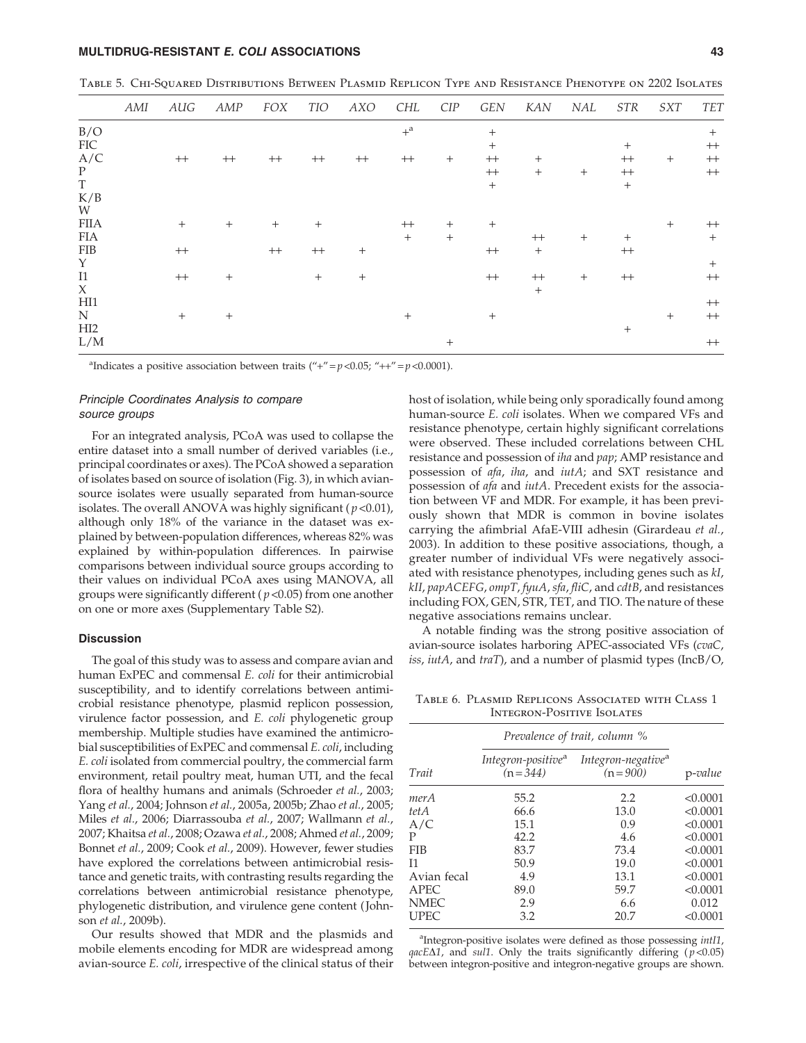Table 5. Chi-Squared Distributions Between Plasmid Replicon Type and Resistance Phenotype on 2202 Isolates

| | *AMI* | *AUG* | *AMP* | *FOX* | *TIO* | *AXO* | *CHL* | *CIP* | *GEN* | *KAN* | *NAL* | *STR* | *SXT* | *TET* |
|---|---|---|---|---|---|---|---|---|---|---|---|---|---|---|
| B/O | | | | | | | +[a] | | + | | | | | + |
| FIC | | | | | | | | | + | | | + | | ++ |
| A/C | | ++ | ++ | ++ | ++ | ++ | ++ | + | ++ | + | | ++ | + | ++ |
| P | | | | | | | | | ++ | + | + | ++ | | ++ |
| T | | | | | | | | | + | | | + | | |
| K/B | | | | | | | | | | | | | | |
| W | | | | | | | | | | | | | | |
| FIIA | | + | + | + | + | | ++ | + | + | | | | + | ++ |
| FIA | | | | | | | + | + | | ++ | + | + | | + |
| FIB | | ++ | | ++ | ++ | + | | | ++ | + | | ++ | | |
| Y | | | | | | | | | | | | | | + |
| I1 | | ++ | + | | + | + | | | ++ | ++ | + | ++ | | ++ |
| X | | | | | | | | | | + | | | | |
| HI1 | | | | | | | | | | | | | | ++ |
| N | | + | + | | | | + | | + | | | | + | ++ |
| HI2 | | | | | | | | | | | | + | | |
| L/M | | | | | | | | + | | | | | | ++ |

[a]Indicates a positive association between traits ("+" = $p<0.05$; "++" = $p<0.0001$).

### *Principle Coordinates Analysis to compare source groups*

For an integrated analysis, PCoA was used to collapse the entire dataset into a small number of derived variables (i.e., principal coordinates or axes). The PCoA showed a separation of isolates based on source of isolation (Fig. 3), in which avian-source isolates were usually separated from human-source isolates. The overall ANOVA was highly significant ($p<0.01$), although only 18% of the variance in the dataset was explained by between-population differences, whereas 82% was explained by within-population differences. In pairwise comparisons between individual source groups according to their values on individual PCoA axes using MANOVA, all groups were significantly different ($p<0.05$) from one another on one or more axes (Supplementary Table S2).

## Discussion

The goal of this study was to assess and compare avian and human ExPEC and commensal *E. coli* for their antimicrobial susceptibility, and to identify correlations between antimicrobial resistance phenotype, plasmid replicon possession, virulence factor possession, and *E. coli* phylogenetic group membership. Multiple studies have examined the antimicrobial susceptibilities of ExPEC and commensal *E. coli*, including *E. coli* isolated from commercial poultry, the commercial farm environment, retail poultry meat, human UTI, and the fecal flora of healthy humans and animals (Schroeder *et al.*, 2003; Yang *et al.*, 2004; Johnson *et al.*, 2005a, 2005b; Zhao *et al.*, 2005; Miles *et al.*, 2006; Diarrassouba *et al.*, 2007; Wallmann *et al.*, 2007; Khaitsa *et al.*, 2008; Ozawa *et al.*, 2008; Ahmed *et al.*, 2009; Bonnet *et al.*, 2009; Cook *et al.*, 2009). However, fewer studies have explored the correlations between antimicrobial resistance and genetic traits, with contrasting results regarding the correlations between antimicrobial resistance phenotype, phylogenetic distribution, and virulence gene content (Johnson *et al.*, 2009b).

Our results showed that MDR and the plasmids and mobile elements encoding for MDR are widespread among avian-source *E. coli*, irrespective of the clinical status of their host of isolation, while being only sporadically found among human-source *E. coli* isolates. When we compared VFs and resistance phenotype, certain highly significant correlations were observed. These included correlations between CHL resistance and possession of *iha* and *pap*; AMP resistance and possession of *afa*, *iha*, and *iutA*; and SXT resistance and possession of *afa* and *iutA*. Precedent exists for the association between VF and MDR. For example, it has been previously shown that MDR is common in bovine isolates carrying the afimbrial AfaE-VIII adhesin (Girardeau *et al.*, 2003). In addition to these positive associations, though, a greater number of individual VFs were negatively associated with resistance phenotypes, including genes such as *kI*, *kII*, *papACEFG*, *ompT*, *fyuA*, *sfa*, *fliC*, and *cdtB*, and resistances including FOX, GEN, STR, TET, and TIO. The nature of these negative associations remains unclear.

A notable finding was the strong positive association of avian-source isolates harboring APEC-associated VFs (*cvaC*, *iss*, *iutA*, and *traT*), and a number of plasmid types (IncB/O,

Table 6. Plasmid Replicons Associated with Class 1 Integron-Positive Isolates

| | *Prevalence of trait, column %* | | |
|---|---|---|---|
| *Trait* | *Integron-positive*[a] (n = 344) | *Integron-negative*[a] (n = 900) | p*-value* |
| *merA* | 55.2 | 2.2 | <0.0001 |
| *tetA* | 66.6 | 13.0 | <0.0001 |
| A/C | 15.1 | 0.9 | <0.0001 |
| P | 42.2 | 4.6 | <0.0001 |
| FIB | 83.7 | 73.4 | <0.0001 |
| I1 | 50.9 | 19.0 | <0.0001 |
| Avian fecal | 4.9 | 13.1 | <0.0001 |
| APEC | 89.0 | 59.7 | <0.0001 |
| NMEC | 2.9 | 6.6 | 0.012 |
| UPEC | 3.2 | 20.7 | <0.0001 |

[a]Integron-positive isolates were defined as those possessing *intI1*, *qacE*Δ*1*, and *sul1*. Only the traits significantly differing ($p<0.05$) between integron-positive and integron-negative groups are shown.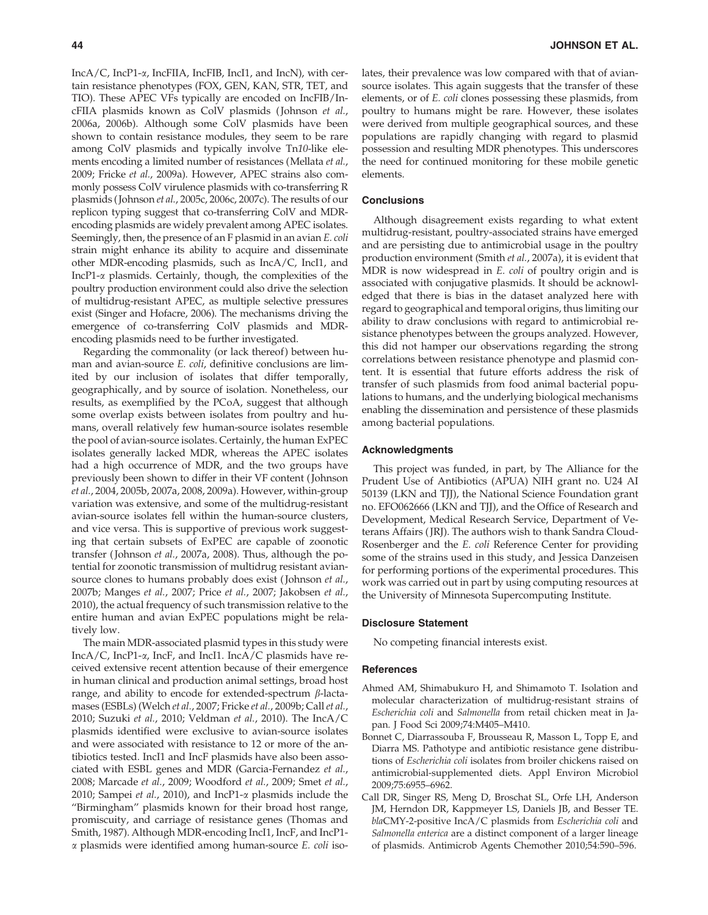IncA/C, IncP1-α, IncFIIA, IncFIB, IncI1, and IncN), with certain resistance phenotypes (FOX, GEN, KAN, STR, TET, and TIO). These APEC VFs typically are encoded on IncFIB/IncFIIA plasmids known as ColV plasmids (Johnson *et al.*, 2006a, 2006b). Although some ColV plasmids have been shown to contain resistance modules, they seem to be rare among ColV plasmids and typically involve Tn*10*-like elements encoding a limited number of resistances (Mellata *et al.*, 2009; Fricke *et al.*, 2009a). However, APEC strains also commonly possess ColV virulence plasmids with co-transferring R plasmids (Johnson *et al.*, 2005c, 2006c, 2007c). The results of our replicon typing suggest that co-transferring ColV and MDR-encoding plasmids are widely prevalent among APEC isolates. Seemingly, then, the presence of an F plasmid in an avian *E. coli* strain might enhance its ability to acquire and disseminate other MDR-encoding plasmids, such as IncA/C, IncI1, and IncP1-α plasmids. Certainly, though, the complexities of the poultry production environment could also drive the selection of multidrug-resistant APEC, as multiple selective pressures exist (Singer and Hofacre, 2006). The mechanisms driving the emergence of co-transferring ColV plasmids and MDR-encoding plasmids need to be further investigated.

Regarding the commonality (or lack thereof) between human and avian-source *E. coli*, definitive conclusions are limited by our inclusion of isolates that differ temporally, geographically, and by source of isolation. Nonetheless, our results, as exemplified by the PCoA, suggest that although some overlap exists between isolates from poultry and humans, overall relatively few human-source isolates resemble the pool of avian-source isolates. Certainly, the human ExPEC isolates generally lacked MDR, whereas the APEC isolates had a high occurrence of MDR, and the two groups have previously been shown to differ in their VF content (Johnson *et al.*, 2004, 2005b, 2007a, 2008, 2009a). However, within-group variation was extensive, and some of the multidrug-resistant avian-source isolates fell within the human-source clusters, and vice versa. This is supportive of previous work suggesting that certain subsets of ExPEC are capable of zoonotic transfer (Johnson *et al.*, 2007a, 2008). Thus, although the potential for zoonotic transmission of multidrug resistant avian-source clones to humans probably does exist (Johnson *et al.*, 2007b; Manges *et al.*, 2007; Price *et al.*, 2007; Jakobsen *et al.*, 2010), the actual frequency of such transmission relative to the entire human and avian ExPEC populations might be relatively low.

The main MDR-associated plasmid types in this study were IncA/C, IncP1-α, IncF, and IncI1. IncA/C plasmids have received extensive recent attention because of their emergence in human clinical and production animal settings, broad host range, and ability to encode for extended-spectrum β-lactamases (ESBLs) (Welch *et al.*, 2007; Fricke *et al.*, 2009b; Call *et al.*, 2010; Suzuki *et al.*, 2010; Veldman *et al.*, 2010). The IncA/C plasmids identified were exclusive to avian-source isolates and were associated with resistance to 12 or more of the antibiotics tested. IncI1 and IncF plasmids have also been associated with ESBL genes and MDR (Garcia-Fernandez *et al.*, 2008; Marcade *et al.*, 2009; Woodford *et al.*, 2009; Smet *et al.*, 2010; Sampei *et al.*, 2010), and IncP1-α plasmids include the "Birmingham" plasmids known for their broad host range, promiscuity, and carriage of resistance genes (Thomas and Smith, 1987). Although MDR-encoding IncI1, IncF, and IncP1-α plasmids were identified among human-source *E. coli* isolates, their prevalence was low compared with that of avian-source isolates. This again suggests that the transfer of these elements, or of *E. coli* clones possessing these plasmids, from poultry to humans might be rare. However, these isolates were derived from multiple geographical sources, and these populations are rapidly changing with regard to plasmid possession and resulting MDR phenotypes. This underscores the need for continued monitoring for these mobile genetic elements.

### Conclusions

Although disagreement exists regarding to what extent multidrug-resistant, poultry-associated strains have emerged and are persisting due to antimicrobial usage in the poultry production environment (Smith *et al.*, 2007a), it is evident that MDR is now widespread in *E. coli* of poultry origin and is associated with conjugative plasmids. It should be acknowledged that there is bias in the dataset analyzed here with regard to geographical and temporal origins, thus limiting our ability to draw conclusions with regard to antimicrobial resistance phenotypes between the groups analyzed. However, this did not hamper our observations regarding the strong correlations between resistance phenotype and plasmid content. It is essential that future efforts address the risk of transfer of such plasmids from food animal bacterial populations to humans, and the underlying biological mechanisms enabling the dissemination and persistence of these plasmids among bacterial populations.

### Acknowledgments

This project was funded, in part, by The Alliance for the Prudent Use of Antibiotics (APUA) NIH grant no. U24 AI 50139 (LKN and TJJ), the National Science Foundation grant no. EFO062666 (LKN and TJJ), and the Office of Research and Development, Medical Research Service, Department of Veterans Affairs (JRJ). The authors wish to thank Sandra Cloud-Rosenberger and the *E. coli* Reference Center for providing some of the strains used in this study, and Jessica Danzeisen for performing portions of the experimental procedures. This work was carried out in part by using computing resources at the University of Minnesota Supercomputing Institute.

### Disclosure Statement

No competing financial interests exist.

### References

Ahmed AM, Shimabukuro H, and Shimamoto T. Isolation and molecular characterization of multidrug-resistant strains of *Escherichia coli* and *Salmonella* from retail chicken meat in Japan. J Food Sci 2009;74:M405–M410.

Bonnet C, Diarrassouba F, Brousseau R, Masson L, Topp E, and Diarra MS. Pathotype and antibiotic resistance gene distributions of *Escherichia coli* isolates from broiler chickens raised on antimicrobial-supplemented diets. Appl Environ Microbiol 2009;75:6955–6962.

Call DR, Singer RS, Meng D, Broschat SL, Orfe LH, Anderson JM, Herndon DR, Kappmeyer LS, Daniels JB, and Besser TE. *bla*CMY-2-positive IncA/C plasmids from *Escherichia coli* and *Salmonella enterica* are a distinct component of a larger lineage of plasmids. Antimicrob Agents Chemother 2010;54:590–596.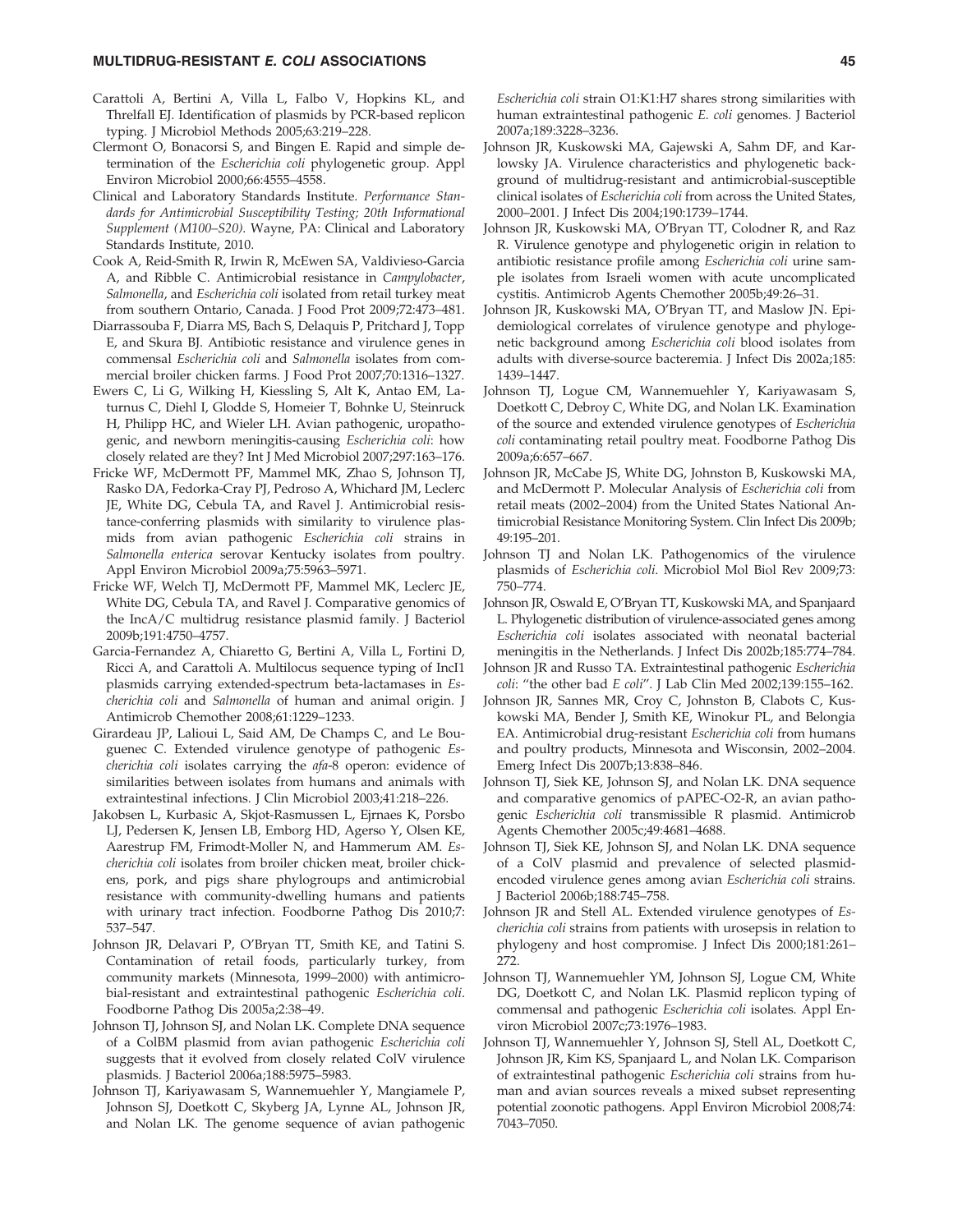Carattoli A, Bertini A, Villa L, Falbo V, Hopkins KL, and Threlfall EJ. Identification of plasmids by PCR-based replicon typing. J Microbiol Methods 2005;63:219–228.

Clermont O, Bonacorsi S, and Bingen E. Rapid and simple determination of the *Escherichia coli* phylogenetic group. Appl Environ Microbiol 2000;66:4555–4558.

Clinical and Laboratory Standards Institute. *Performance Standards for Antimicrobial Susceptibility Testing; 20th Informational Supplement (M100–S20)*. Wayne, PA: Clinical and Laboratory Standards Institute, 2010.

Cook A, Reid-Smith R, Irwin R, McEwen SA, Valdivieso-Garcia A, and Ribble C. Antimicrobial resistance in *Campylobacter*, *Salmonella*, and *Escherichia coli* isolated from retail turkey meat from southern Ontario, Canada. J Food Prot 2009;72:473–481.

Diarrassouba F, Diarra MS, Bach S, Delaquis P, Pritchard J, Topp E, and Skura BJ. Antibiotic resistance and virulence genes in commensal *Escherichia coli* and *Salmonella* isolates from commercial broiler chicken farms. J Food Prot 2007;70:1316–1327.

Ewers C, Li G, Wilking H, Kiessling S, Alt K, Antao EM, Laturnus C, Diehl I, Glodde S, Homeier T, Bohnke U, Steinruck H, Philipp HC, and Wieler LH. Avian pathogenic, uropathogenic, and newborn meningitis-causing *Escherichia coli*: how closely related are they? Int J Med Microbiol 2007;297:163–176.

Fricke WF, McDermott PF, Mammel MK, Zhao S, Johnson TJ, Rasko DA, Fedorka-Cray PJ, Pedroso A, Whichard JM, Leclerc JE, White DG, Cebula TA, and Ravel J. Antimicrobial resistance-conferring plasmids with similarity to virulence plasmids from avian pathogenic *Escherichia coli* strains in *Salmonella enterica* serovar Kentucky isolates from poultry. Appl Environ Microbiol 2009a;75:5963–5971.

Fricke WF, Welch TJ, McDermott PF, Mammel MK, Leclerc JE, White DG, Cebula TA, and Ravel J. Comparative genomics of the IncA/C multidrug resistance plasmid family. J Bacteriol 2009b;191:4750–4757.

Garcia-Fernandez A, Chiaretto G, Bertini A, Villa L, Fortini D, Ricci A, and Carattoli A. Multilocus sequence typing of IncI1 plasmids carrying extended-spectrum beta-lactamases in *Escherichia coli* and *Salmonella* of human and animal origin. J Antimicrob Chemother 2008;61:1229–1233.

Girardeau JP, Lalioui L, Said AM, De Champs C, and Le Bouguenec C. Extended virulence genotype of pathogenic *Escherichia coli* isolates carrying the *afa*-8 operon: evidence of similarities between isolates from humans and animals with extraintestinal infections. J Clin Microbiol 2003;41:218–226.

Jakobsen L, Kurbasic A, Skjot-Rasmussen L, Ejrnaes K, Porsbo LJ, Pedersen K, Jensen LB, Emborg HD, Agerso Y, Olsen KE, Aarestrup FM, Frimodt-Moller N, and Hammerum AM. *Escherichia coli* isolates from broiler chicken meat, broiler chickens, pork, and pigs share phylogroups and antimicrobial resistance with community-dwelling humans and patients with urinary tract infection. Foodborne Pathog Dis 2010;7:537–547.

Johnson JR, Delavari P, O'Bryan TT, Smith KE, and Tatini S. Contamination of retail foods, particularly turkey, from community markets (Minnesota, 1999–2000) with antimicrobial-resistant and extraintestinal pathogenic *Escherichia coli*. Foodborne Pathog Dis 2005a;2:38–49.

Johnson TJ, Johnson SJ, and Nolan LK. Complete DNA sequence of a ColBM plasmid from avian pathogenic *Escherichia coli* suggests that it evolved from closely related ColV virulence plasmids. J Bacteriol 2006a;188:5975–5983.

Johnson TJ, Kariyawasam S, Wannemuehler Y, Mangiamele P, Johnson SJ, Doetkott C, Skyberg JA, Lynne AL, Johnson JR, and Nolan LK. The genome sequence of avian pathogenic *Escherichia coli* strain O1:K1:H7 shares strong similarities with human extraintestinal pathogenic *E. coli* genomes. J Bacteriol 2007a;189:3228–3236.

Johnson JR, Kuskowski MA, Gajewski A, Sahm DF, and Karlowsky JA. Virulence characteristics and phylogenetic background of multidrug-resistant and antimicrobial-susceptible clinical isolates of *Escherichia coli* from across the United States, 2000–2001. J Infect Dis 2004;190:1739–1744.

Johnson JR, Kuskowski MA, O'Bryan TT, Colodner R, and Raz R. Virulence genotype and phylogenetic origin in relation to antibiotic resistance profile among *Escherichia coli* urine sample isolates from Israeli women with acute uncomplicated cystitis. Antimicrob Agents Chemother 2005b;49:26–31.

Johnson JR, Kuskowski MA, O'Bryan TT, and Maslow JN. Epidemiological correlates of virulence genotype and phylogenetic background among *Escherichia coli* blood isolates from adults with diverse-source bacteremia. J Infect Dis 2002a;185:1439–1447.

Johnson TJ, Logue CM, Wannemuehler Y, Kariyawasam S, Doetkott C, Debroy C, White DG, and Nolan LK. Examination of the source and extended virulence genotypes of *Escherichia coli* contaminating retail poultry meat. Foodborne Pathog Dis 2009a;6:657–667.

Johnson JR, McCabe JS, White DG, Johnston B, Kuskowski MA, and McDermott P. Molecular Analysis of *Escherichia coli* from retail meats (2002–2004) from the United States National Antimicrobial Resistance Monitoring System. Clin Infect Dis 2009b;49:195–201.

Johnson TJ and Nolan LK. Pathogenomics of the virulence plasmids of *Escherichia coli*. Microbiol Mol Biol Rev 2009;73:750–774.

Johnson JR, Oswald E, O'Bryan TT, Kuskowski MA, and Spanjaard L. Phylogenetic distribution of virulence-associated genes among *Escherichia coli* isolates associated with neonatal bacterial meningitis in the Netherlands. J Infect Dis 2002b;185:774–784.

Johnson JR and Russo TA. Extraintestinal pathogenic *Escherichia coli*: "the other bad *E coli*". J Lab Clin Med 2002;139:155–162.

Johnson JR, Sannes MR, Croy C, Johnston B, Clabots C, Kuskowski MA, Bender J, Smith KE, Winokur PL, and Belongia EA. Antimicrobial drug-resistant *Escherichia coli* from humans and poultry products, Minnesota and Wisconsin, 2002–2004. Emerg Infect Dis 2007b;13:838–846.

Johnson TJ, Siek KE, Johnson SJ, and Nolan LK. DNA sequence and comparative genomics of pAPEC-O2-R, an avian pathogenic *Escherichia coli* transmissible R plasmid. Antimicrob Agents Chemother 2005c;49:4681–4688.

Johnson TJ, Siek KE, Johnson SJ, and Nolan LK. DNA sequence of a ColV plasmid and prevalence of selected plasmid-encoded virulence genes among avian *Escherichia coli* strains. J Bacteriol 2006b;188:745–758.

Johnson JR and Stell AL. Extended virulence genotypes of *Escherichia coli* strains from patients with urosepsis in relation to phylogeny and host compromise. J Infect Dis 2000;181:261–272.

Johnson TJ, Wannemuehler YM, Johnson SJ, Logue CM, White DG, Doetkott C, and Nolan LK. Plasmid replicon typing of commensal and pathogenic *Escherichia coli* isolates. Appl Environ Microbiol 2007c;73:1976–1983.

Johnson TJ, Wannemuehler Y, Johnson SJ, Stell AL, Doetkott C, Johnson JR, Kim KS, Spanjaard L, and Nolan LK. Comparison of extraintestinal pathogenic *Escherichia coli* strains from human and avian sources reveals a mixed subset representing potential zoonotic pathogens. Appl Environ Microbiol 2008;74:7043–7050.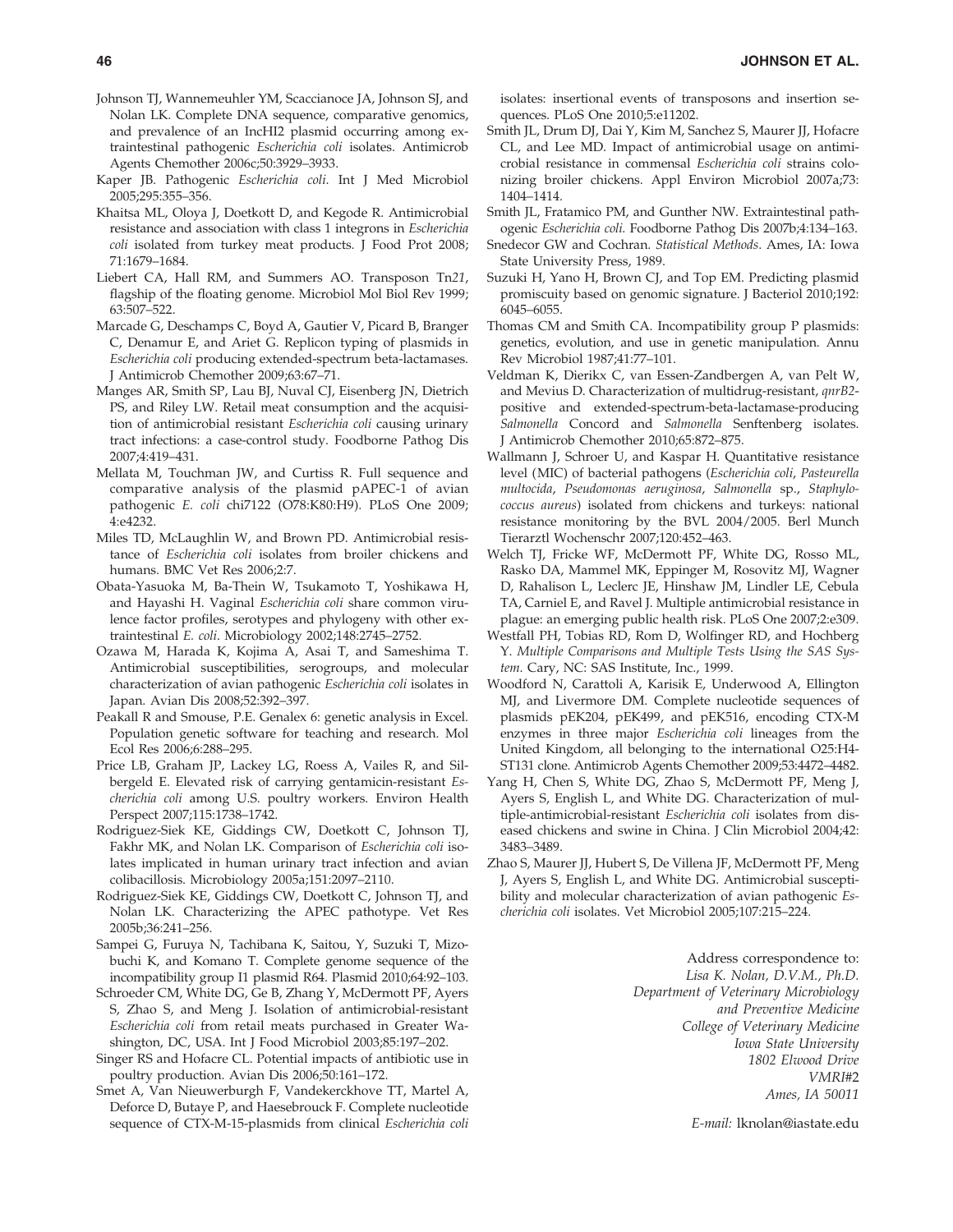Johnson TJ, Wannemeuhler YM, Scaccianoce JA, Johnson SJ, and Nolan LK. Complete DNA sequence, comparative genomics, and prevalence of an IncHI2 plasmid occurring among extraintestinal pathogenic *Escherichia coli* isolates. Antimicrob Agents Chemother 2006c;50:3929–3933.

Kaper JB. Pathogenic *Escherichia coli*. Int J Med Microbiol 2005;295:355–356.

Khaitsa ML, Oloya J, Doetkott D, and Kegode R. Antimicrobial resistance and association with class 1 integrons in *Escherichia coli* isolated from turkey meat products. J Food Prot 2008; 71:1679–1684.

Liebert CA, Hall RM, and Summers AO. Transposon Tn*21*, flagship of the floating genome. Microbiol Mol Biol Rev 1999; 63:507–522.

Marcade G, Deschamps C, Boyd A, Gautier V, Picard B, Branger C, Denamur E, and Ariet G. Replicon typing of plasmids in *Escherichia coli* producing extended-spectrum beta-lactamases. J Antimicrob Chemother 2009;63:67–71.

Manges AR, Smith SP, Lau BJ, Nuval CJ, Eisenberg JN, Dietrich PS, and Riley LW. Retail meat consumption and the acquisition of antimicrobial resistant *Escherichia coli* causing urinary tract infections: a case-control study. Foodborne Pathog Dis 2007;4:419–431.

Mellata M, Touchman JW, and Curtiss R. Full sequence and comparative analysis of the plasmid pAPEC-1 of avian pathogenic *E. coli* chi7122 (O78:K80:H9). PLoS One 2009; 4:e4232.

Miles TD, McLaughlin W, and Brown PD. Antimicrobial resistance of *Escherichia coli* isolates from broiler chickens and humans. BMC Vet Res 2006;2:7.

Obata-Yasuoka M, Ba-Thein W, Tsukamoto T, Yoshikawa H, and Hayashi H. Vaginal *Escherichia coli* share common virulence factor profiles, serotypes and phylogeny with other extraintestinal *E. coli*. Microbiology 2002;148:2745–2752.

Ozawa M, Harada K, Kojima A, Asai T, and Sameshima T. Antimicrobial susceptibilities, serogroups, and molecular characterization of avian pathogenic *Escherichia coli* isolates in Japan. Avian Dis 2008;52:392–397.

Peakall R and Smouse, P.E. Genalex 6: genetic analysis in Excel. Population genetic software for teaching and research. Mol Ecol Res 2006;6:288–295.

Price LB, Graham JP, Lackey LG, Roess A, Vailes R, and Silbergeld E. Elevated risk of carrying gentamicin-resistant *Escherichia coli* among U.S. poultry workers. Environ Health Perspect 2007;115:1738–1742.

Rodriguez-Siek KE, Giddings CW, Doetkott C, Johnson TJ, Fakhr MK, and Nolan LK. Comparison of *Escherichia coli* isolates implicated in human urinary tract infection and avian colibacillosis. Microbiology 2005a;151:2097–2110.

Rodriguez-Siek KE, Giddings CW, Doetkott C, Johnson TJ, and Nolan LK. Characterizing the APEC pathotype. Vet Res 2005b;36:241–256.

Sampei G, Furuya N, Tachibana K, Saitou, Y, Suzuki T, Mizobuchi K, and Komano T. Complete genome sequence of the incompatibility group I1 plasmid R64. Plasmid 2010;64:92–103.

Schroeder CM, White DG, Ge B, Zhang Y, McDermott PF, Ayers S, Zhao S, and Meng J. Isolation of antimicrobial-resistant *Escherichia coli* from retail meats purchased in Greater Washington, DC, USA. Int J Food Microbiol 2003;85:197–202.

Singer RS and Hofacre CL. Potential impacts of antibiotic use in poultry production. Avian Dis 2006;50:161–172.

Smet A, Van Nieuwerburgh F, Vandekerckhove TT, Martel A, Deforce D, Butaye P, and Haesebrouck F. Complete nucleotide sequence of CTX-M-15-plasmids from clinical *Escherichia coli* isolates: insertional events of transposons and insertion sequences. PLoS One 2010;5:e11202.

Smith JL, Drum DJ, Dai Y, Kim M, Sanchez S, Maurer JJ, Hofacre CL, and Lee MD. Impact of antimicrobial usage on antimicrobial resistance in commensal *Escherichia coli* strains colonizing broiler chickens. Appl Environ Microbiol 2007a;73: 1404–1414.

Smith JL, Fratamico PM, and Gunther NW. Extraintestinal pathogenic *Escherichia coli*. Foodborne Pathog Dis 2007b;4:134–163.

Snedecor GW and Cochran. *Statistical Methods*. Ames, IA: Iowa State University Press, 1989.

Suzuki H, Yano H, Brown CJ, and Top EM. Predicting plasmid promiscuity based on genomic signature. J Bacteriol 2010;192: 6045–6055.

Thomas CM and Smith CA. Incompatibility group P plasmids: genetics, evolution, and use in genetic manipulation. Annu Rev Microbiol 1987;41:77–101.

Veldman K, Dierikx C, van Essen-Zandbergen A, van Pelt W, and Mevius D. Characterization of multidrug-resistant, *qnrB2*-positive and extended-spectrum-beta-lactamase-producing *Salmonella* Concord and *Salmonella* Senftenberg isolates. J Antimicrob Chemother 2010;65:872–875.

Wallmann J, Schroer U, and Kaspar H. Quantitative resistance level (MIC) of bacterial pathogens (*Escherichia coli*, *Pasteurella multocida*, *Pseudomonas aeruginosa*, *Salmonella* sp., *Staphylococcus aureus*) isolated from chickens and turkeys: national resistance monitoring by the BVL 2004/2005. Berl Munch Tierarztl Wochenschr 2007;120:452–463.

Welch TJ, Fricke WF, McDermott PF, White DG, Rosso ML, Rasko DA, Mammel MK, Eppinger M, Rosovitz MJ, Wagner D, Rahalison L, Leclerc JE, Hinshaw JM, Lindler LE, Cebula TA, Carniel E, and Ravel J. Multiple antimicrobial resistance in plague: an emerging public health risk. PLoS One 2007;2:e309.

Westfall PH, Tobias RD, Rom D, Wolfinger RD, and Hochberg Y. *Multiple Comparisons and Multiple Tests Using the SAS System*. Cary, NC: SAS Institute, Inc., 1999.

Woodford N, Carattoli A, Karisik E, Underwood A, Ellington MJ, and Livermore DM. Complete nucleotide sequences of plasmids pEK204, pEK499, and pEK516, encoding CTX-M enzymes in three major *Escherichia coli* lineages from the United Kingdom, all belonging to the international O25:H4-ST131 clone. Antimicrob Agents Chemother 2009;53:4472–4482.

Yang H, Chen S, White DG, Zhao S, McDermott PF, Meng J, Ayers S, English L, and White DG. Characterization of multiple-antimicrobial-resistant *Escherichia coli* isolates from diseased chickens and swine in China. J Clin Microbiol 2004;42: 3483–3489.

Zhao S, Maurer JJ, Hubert S, De Villena JF, McDermott PF, Meng J, Ayers S, English L, and White DG. Antimicrobial susceptibility and molecular characterization of avian pathogenic *Escherichia coli* isolates. Vet Microbiol 2005;107:215–224.

Address correspondence to:
*Lisa K. Nolan, D.V.M., Ph.D.*
*Department of Veterinary Microbiology and Preventive Medicine*
*College of Veterinary Medicine*
*Iowa State University*
*1802 Elwood Drive*
*VMRI#2*
*Ames, IA 50011*

*E-mail:* lknolan@iastate.edu